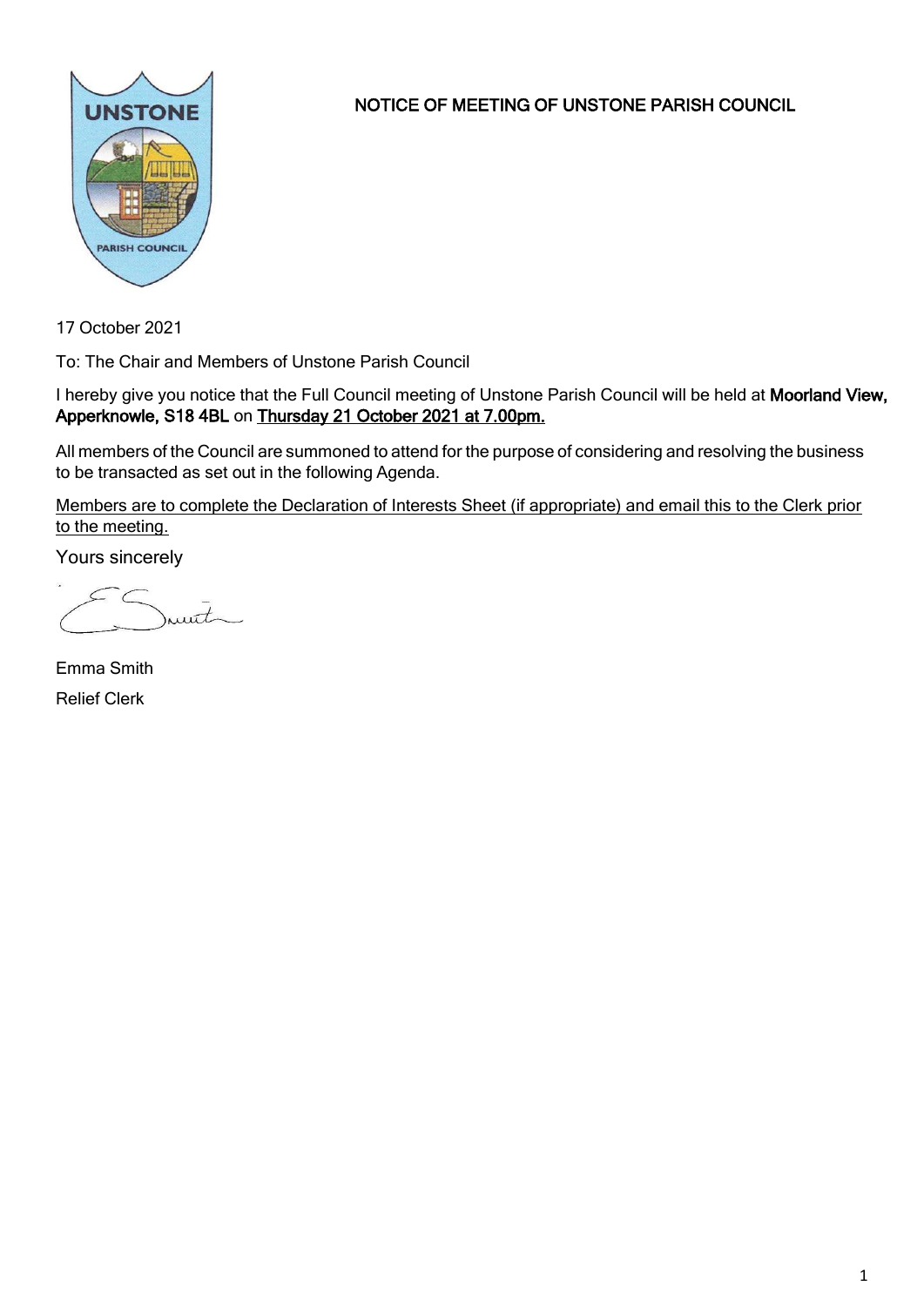# NOTICE OF MEETING OF UNSTONE PARISH COUNCIL

17 October 2021

To: The Chair and Members of Unstone Parish Council

I hereby give you notice that the Full Council meeting of Unstone Parish Council will be held at **Moorland View, Apperknowle, S18 4BL** on **Thursday 21 October 2021 at 7.00pm.**

All members of the Council are summoned to attend for the purpose of considering and resolving the business to be transacted as set out in the following Agenda.

Members are to complete the Declaration of Interests Sheet (if appropriate) and email this to the Clerk prior to the meeting.

Yours sincerely

Emma Smith

Relief Clerk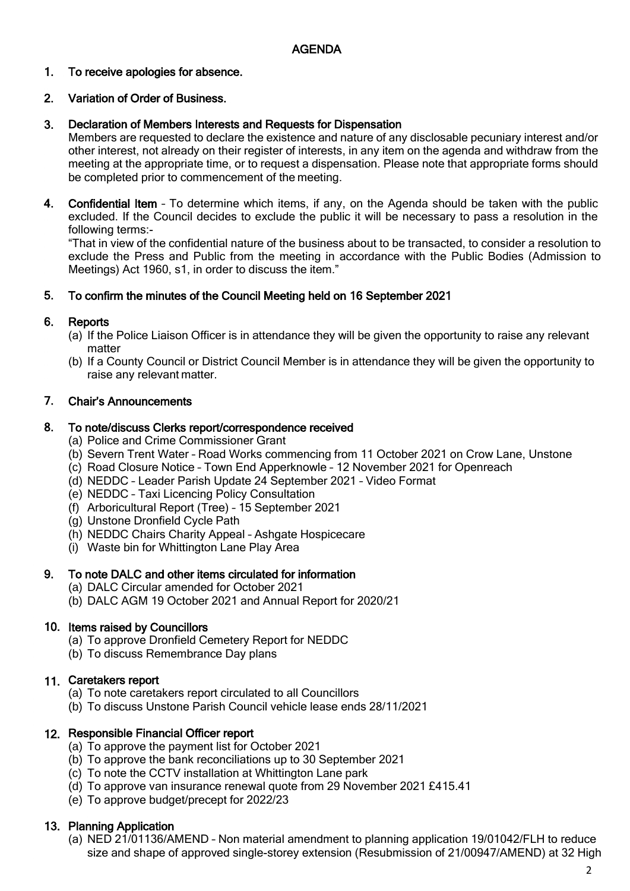# AGENDA

1. **To receive apologies for absence.**

2. **Variation of Order of Business.**

3. **Declaration of Members Interests and Requests for Dispensation**
   Members are requested to declare the existence and nature of any disclosable pecuniary interest and/or other interest, not already on their register of interests, in any item on the agenda and withdraw from the meeting at the appropriate time, or to request a dispensation. Please note that appropriate forms should be completed prior to commencement of the meeting.

4. **Confidential Item** – To determine which items, if any, on the Agenda should be taken with the public excluded. If the Council decides to exclude the public it will be necessary to pass a resolution in the following terms:-
   "That in view of the confidential nature of the business about to be transacted, to consider a resolution to exclude the Press and Public from the meeting in accordance with the Public Bodies (Admission to Meetings) Act 1960, s1, in order to discuss the item."

5. **To confirm the minutes of the Council Meeting held on 16 September 2021**

6. **Reports**
   (a) If the Police Liaison Officer is in attendance they will be given the opportunity to raise any relevant matter
   (b) If a County Council or District Council Member is in attendance they will be given the opportunity to raise any relevant matter.

7. **Chair's Announcements**

8. **To note/discuss Clerks report/correspondence received**
   (a) Police and Crime Commissioner Grant
   (b) Severn Trent Water – Road Works commencing from 11 October 2021 on Crow Lane, Unstone
   (c) Road Closure Notice – Town End Apperknowle – 12 November 2021 for Openreach
   (d) NEDDC – Leader Parish Update 24 September 2021 – Video Format
   (e) NEDDC – Taxi Licencing Policy Consultation
   (f) Arboricultural Report (Tree) – 15 September 2021
   (g) Unstone Dronfield Cycle Path
   (h) NEDDC Chairs Charity Appeal – Ashgate Hospicecare
   (i) Waste bin for Whittington Lane Play Area

9. **To note DALC and other items circulated for information**
   (a) DALC Circular amended for October 2021
   (b) DALC AGM 19 October 2021 and Annual Report for 2020/21

10. **Items raised by Councillors**
    (a) To approve Dronfield Cemetery Report for NEDDC
    (b) To discuss Remembrance Day plans

11. **Caretakers report**
    (a) To note caretakers report circulated to all Councillors
    (b) To discuss Unstone Parish Council vehicle lease ends 28/11/2021

12. **Responsible Financial Officer report**
    (a) To approve the payment list for October 2021
    (b) To approve the bank reconciliations up to 30 September 2021
    (c) To note the CCTV installation at Whittington Lane park
    (d) To approve van insurance renewal quote from 29 November 2021 £415.41
    (e) To approve budget/precept for 2022/23

13. **Planning Application**
    (a) NED 21/01136/AMEND – Non material amendment to planning application 19/01042/FLH to reduce size and shape of approved single-storey extension (Resubmission of 21/00947/AMEND) at 32 High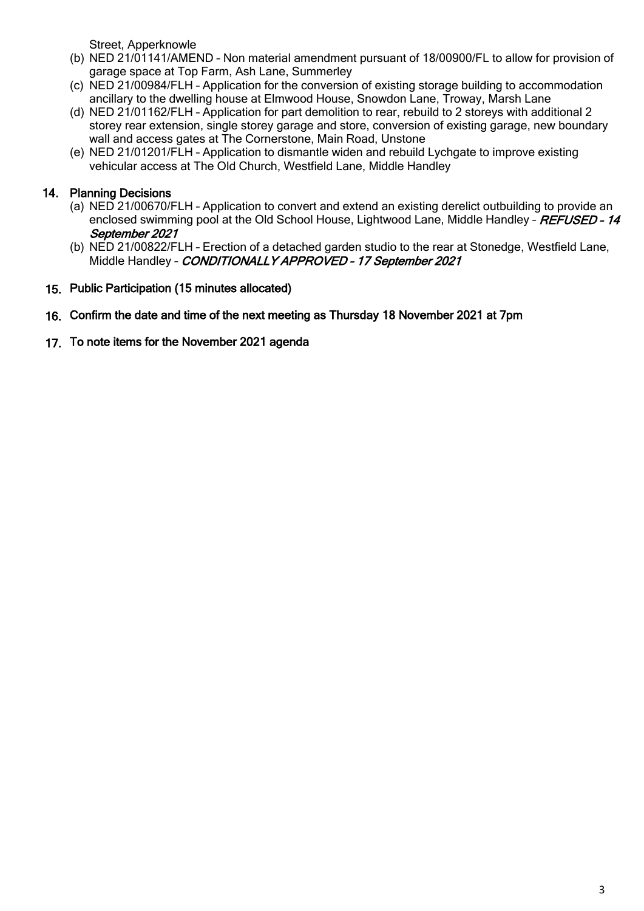Street, Apperknowle

(b) NED 21/01141/AMEND – Non material amendment pursuant of 18/00900/FL to allow for provision of garage space at Top Farm, Ash Lane, Summerley
(c) NED 21/00984/FLH – Application for the conversion of existing storage building to accommodation ancillary to the dwelling house at Elmwood House, Snowdon Lane, Troway, Marsh Lane
(d) NED 21/01162/FLH – Application for part demolition to rear, rebuild to 2 storeys with additional 2 storey rear extension, single storey garage and store, conversion of existing garage, new boundary wall and access gates at The Cornerstone, Main Road, Unstone
(e) NED 21/01201/FLH – Application to dismantle widen and rebuild Lychgate to improve existing vehicular access at The Old Church, Westfield Lane, Middle Handley

**14. Planning Decisions**

(a) NED 21/00670/FLH – Application to convert and extend an existing derelict outbuilding to provide an enclosed swimming pool at the Old School House, Lightwood Lane, Middle Handley – *REFUSED – 14 September 2021*
(b) NED 21/00822/FLH – Erection of a detached garden studio to the rear at Stonedge, Westfield Lane, Middle Handley – *CONDITIONALLY APPROVED – 17 September 2021*

**15. Public Participation (15 minutes allocated)**

**16. Confirm the date and time of the next meeting as Thursday 18 November 2021 at 7pm**

**17. To note items for the November 2021 agenda**